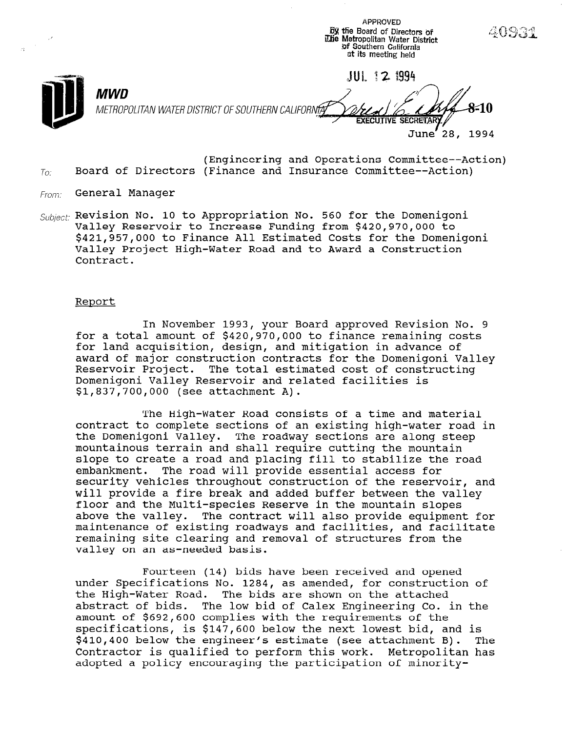APPROVED
by the Board of Directors of
The Metropolitan Water District
of Southern California
at its meeting held

JUL 12 1994

40931

**MWD**
METROPOLITAN WATER DISTRICT OF SOUTHERN CALIFORNIA

EXECUTIVE SECRETARY

8-10

June 28, 1994

(Engineering and Operations Committee--Action)

To: Board of Directors (Finance and Insurance Committee--Action)

From: General Manager

Subject: Revision No. 10 to Appropriation No. 560 for the Domenigoni Valley Reservoir to Increase Funding from $420,970,000 to $421,957,000 to Finance All Estimated Costs for the Domenigoni Valley Project High-Water Road and to Award a Construction Contract.

Report

In November 1993, your Board approved Revision No. 9 for a total amount of $420,970,000 to finance remaining costs for land acquisition, design, and mitigation in advance of award of major construction contracts for the Domenigoni Valley Reservoir Project. The total estimated cost of constructing Domenigoni Valley Reservoir and related facilities is $1,837,700,000 (see attachment A).

The High-Water Road consists of a time and material contract to complete sections of an existing high-water road in the Domenigoni Valley. The roadway sections are along steep mountainous terrain and shall require cutting the mountain slope to create a road and placing fill to stabilize the road embankment. The road will provide essential access for security vehicles throughout construction of the reservoir, and will provide a fire break and added buffer between the valley floor and the Multi-species Reserve in the mountain slopes above the valley. The contract will also provide equipment for maintenance of existing roadways and facilities, and facilitate remaining site clearing and removal of structures from the valley on an as-needed basis.

Fourteen (14) bids have been received and opened under Specifications No. 1284, as amended, for construction of the High-Water Road. The bids are shown on the attached abstract of bids. The low bid of Calex Engineering Co. in the amount of $692,600 complies with the requirements of the specifications, is $147,600 below the next lowest bid, and is $410,400 below the engineer's estimate (see attachment B). The Contractor is qualified to perform this work. Metropolitan has adopted a policy encouraging the participation of minority-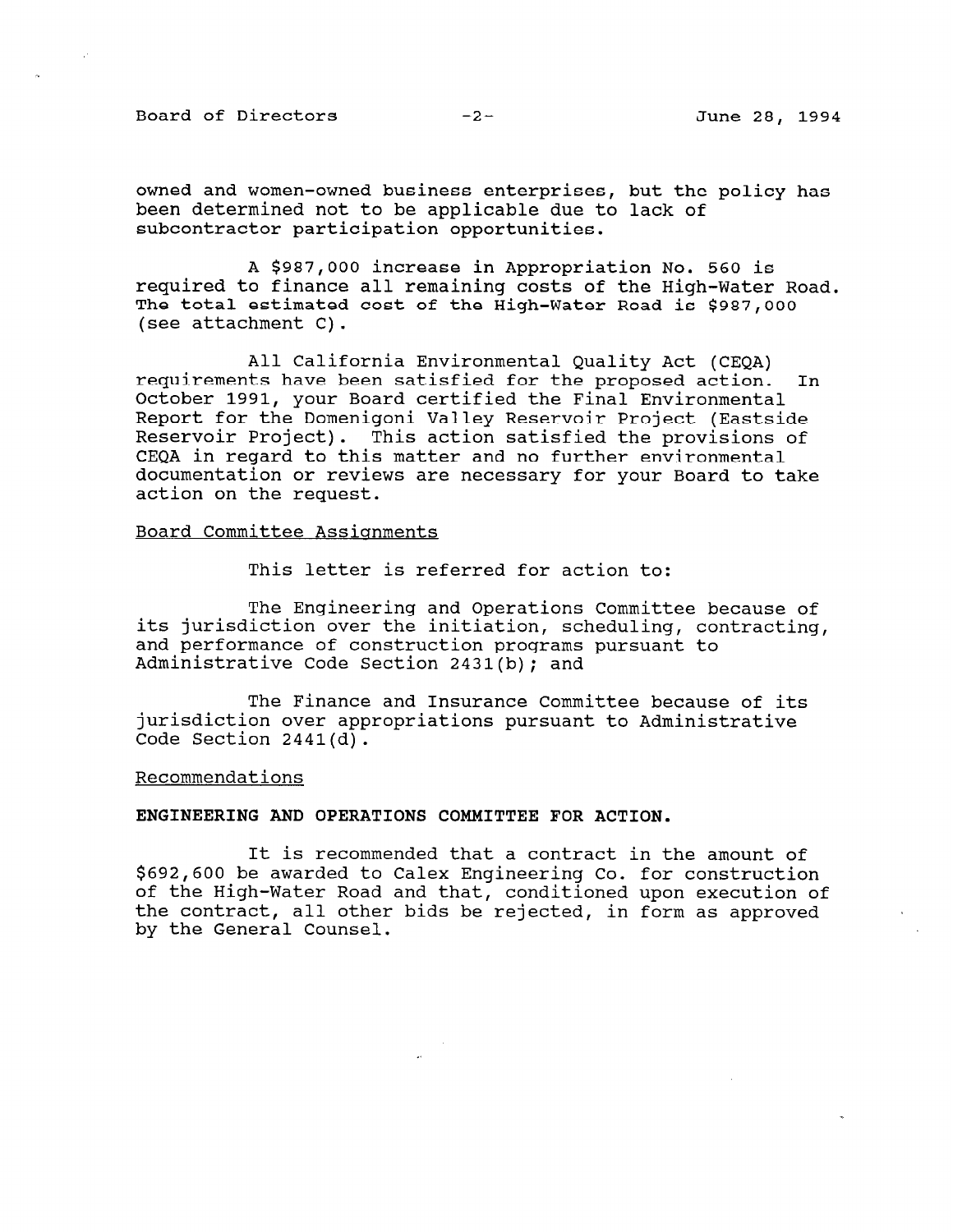owned and women-owned business enterprises, but the policy has been determined not to be applicable due to lack of subcontractor participation opportunities.

A $987,000 increase in Appropriation No. 560 is required to finance all remaining costs of the High-Water Road. The total estimated cost of the High-Water Road is $987,000 (see attachment C).

All California Environmental Quality Act (CEQA) requirements have been satisfied for the proposed action. In October 1991, your Board certified the Final Environmental Report for the Domenigoni Valley Reservoir Project (Eastside Reservoir Project). This action satisfied the provisions of CEQA in regard to this matter and no further environmental documentation or reviews are necessary for your Board to take action on the request.

## Board Committee Assignments

This letter is referred for action to:

The Engineering and Operations Committee because of its jurisdiction over the initiation, scheduling, contracting, and performance of construction programs pursuant to Administrative Code Section 2431(b); and

The Finance and Insurance Committee because of its jurisdiction over appropriations pursuant to Administrative Code Section 2441(d).

## Recommendations

**ENGINEERING AND OPERATIONS COMMITTEE FOR ACTION.**

It is recommended that a contract in the amount of $692,600 be awarded to Calex Engineering Co. for construction of the High-Water Road and that, conditioned upon execution of the contract, all other bids be rejected, in form as approved by the General Counsel.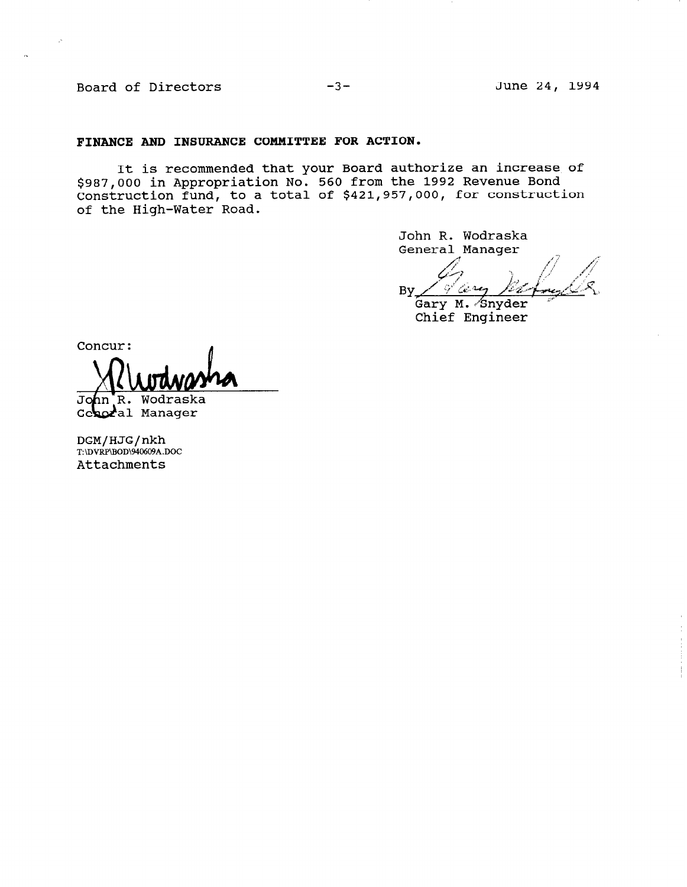**FINANCE AND INSURANCE COMMITTEE FOR ACTION.**

It is recommended that your Board authorize an increase of $987,000 in Appropriation No. 560 from the 1992 Revenue Bond Construction fund, to a total of $421,957,000, for construction of the High-Water Road.

John R. Wodraska
General Manager

By Gary M. Snyder
Gary M. Snyder
Chief Engineer

Concur:

JRWodraska
John R. Wodraska
General Manager

DGM/HJG/nkh
T:\DVRP\BOD\940609A.DOC
Attachments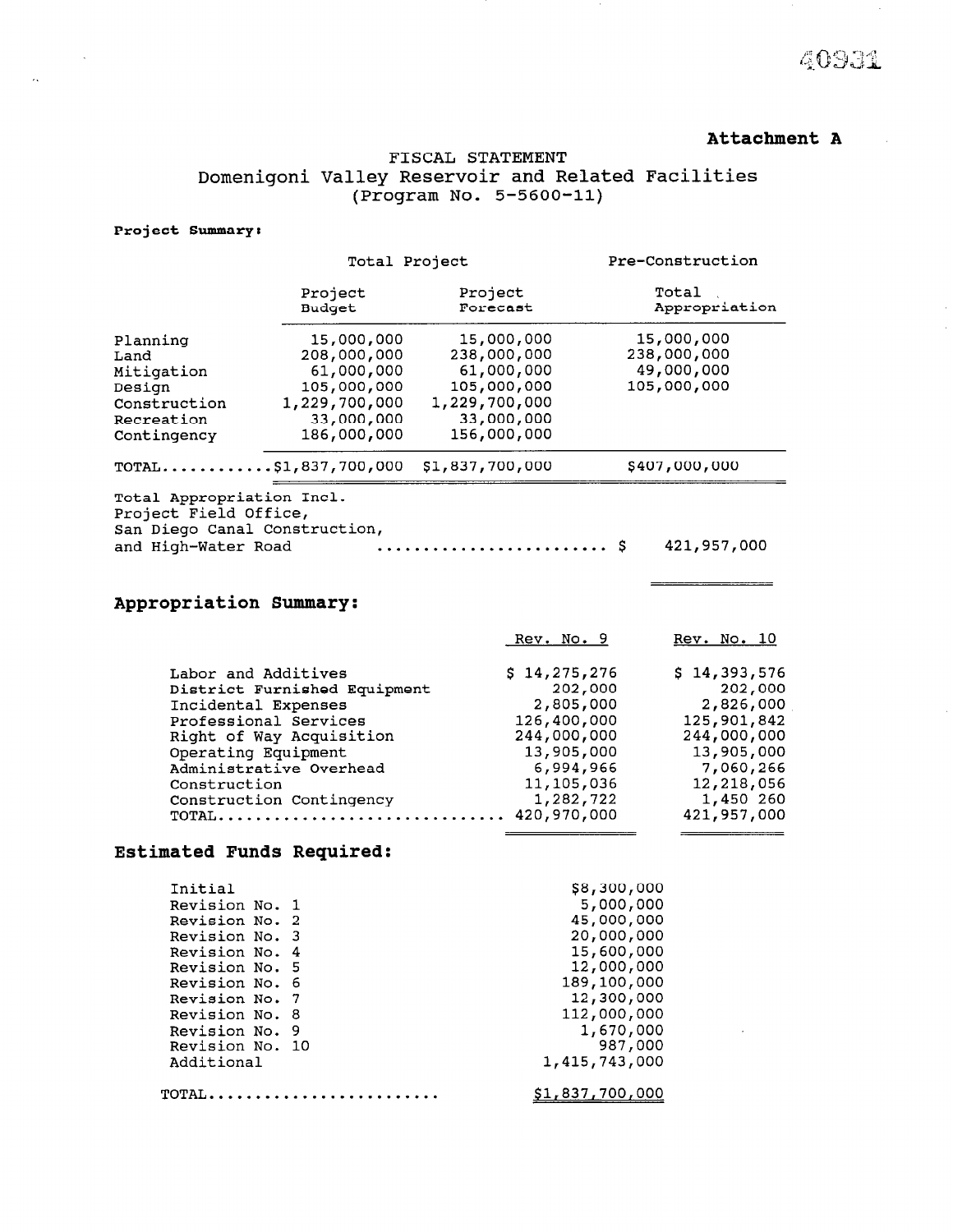**Attachment A**

# FISCAL STATEMENT
## Domenigoni Valley Reservoir and Related Facilities
### (Program No. 5-5600-11)

**Project Summary:**

| | Total Project | | Pre-Construction |
|---|---|---|---|
| | Project Budget | Project Forecast | Total Appropriation |
| Planning | 15,000,000 | 15,000,000 | 15,000,000 |
| Land | 208,000,000 | 238,000,000 | 238,000,000 |
| Mitigation | 61,000,000 | 61,000,000 | 49,000,000 |
| Design | 105,000,000 | 105,000,000 | 105,000,000 |
| Construction | 1,229,700,000 | 1,229,700,000 | |
| Recreation | 33,000,000 | 33,000,000 | |
| Contingency | 186,000,000 | 156,000,000 | |
| TOTAL | $1,837,700,000 | $1,837,700,000 | $407,000,000 |

Total Appropriation Incl. Project Field Office, San Diego Canal Construction, and High-Water Road ........................ $ 421,957,000

## Appropriation Summary:

| | Rev. No. 9 | Rev. No. 10 |
|---|---|---|
| Labor and Additives | $ 14,275,276 | $ 14,393,576 |
| District Furnished Equipment | 202,000 | 202,000 |
| Incidental Expenses | 2,805,000 | 2,826,000 |
| Professional Services | 126,400,000 | 125,901,842 |
| Right of Way Acquisition | 244,000,000 | 244,000,000 |
| Operating Equipment | 13,905,000 | 13,905,000 |
| Administrative Overhead | 6,994,966 | 7,060,266 |
| Construction | 11,105,036 | 12,218,056 |
| Construction Contingency | 1,282,722 | 1,450 260 |
| TOTAL | 420,970,000 | 421,957,000 |

## Estimated Funds Required:

| | |
|---|---|
| Initial | $8,300,000 |
| Revision No. 1 | 5,000,000 |
| Revision No. 2 | 45,000,000 |
| Revision No. 3 | 20,000,000 |
| Revision No. 4 | 15,600,000 |
| Revision No. 5 | 12,000,000 |
| Revision No. 6 | 189,100,000 |
| Revision No. 7 | 12,300,000 |
| Revision No. 8 | 112,000,000 |
| Revision No. 9 | 1,670,000 |
| Revision No. 10 | 987,000 |
| Additional | 1,415,743,000 |
| TOTAL | $1,837,700,000 |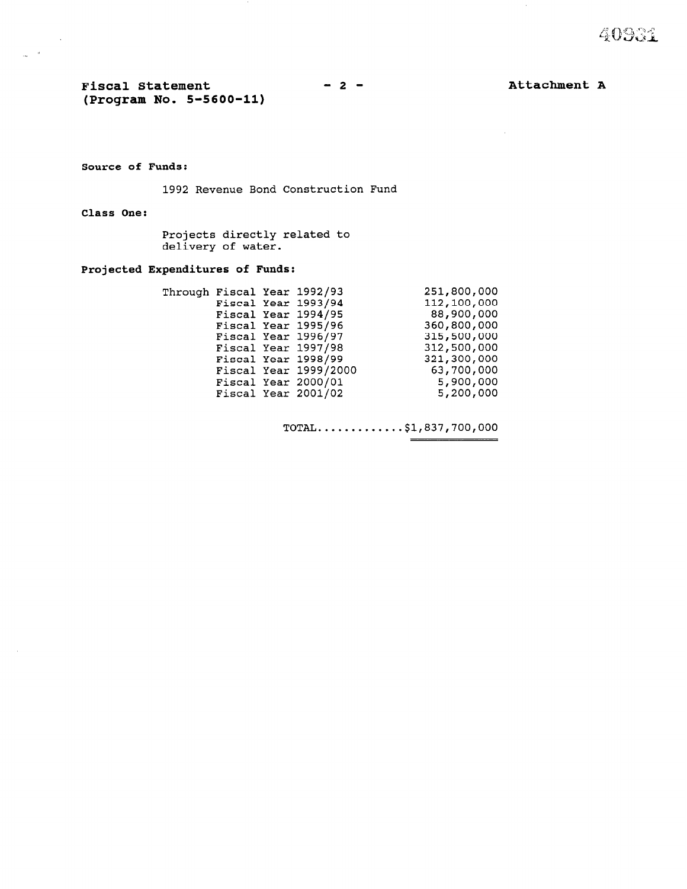**Fiscal Statement (Program No. 5-5600-11)** — **Attachment A**

**Source of Funds:**

1992 Revenue Bond Construction Fund

**Class One:**

Projects directly related to delivery of water.

**Projected Expenditures of Funds:**

| | |
|---|---|
| Through Fiscal Year 1992/93 | 251,800,000 |
| Fiscal Year 1993/94 | 112,100,000 |
| Fiscal Year 1994/95 | 88,900,000 |
| Fiscal Year 1995/96 | 360,800,000 |
| Fiscal Year 1996/97 | 315,500,000 |
| Fiscal Year 1997/98 | 312,500,000 |
| Fiscal Year 1998/99 | 321,300,000 |
| Fiscal Year 1999/2000 | 63,700,000 |
| Fiscal Year 2000/01 | 5,900,000 |
| Fiscal Year 2001/02 | 5,200,000 |
| TOTAL | $1,837,700,000 |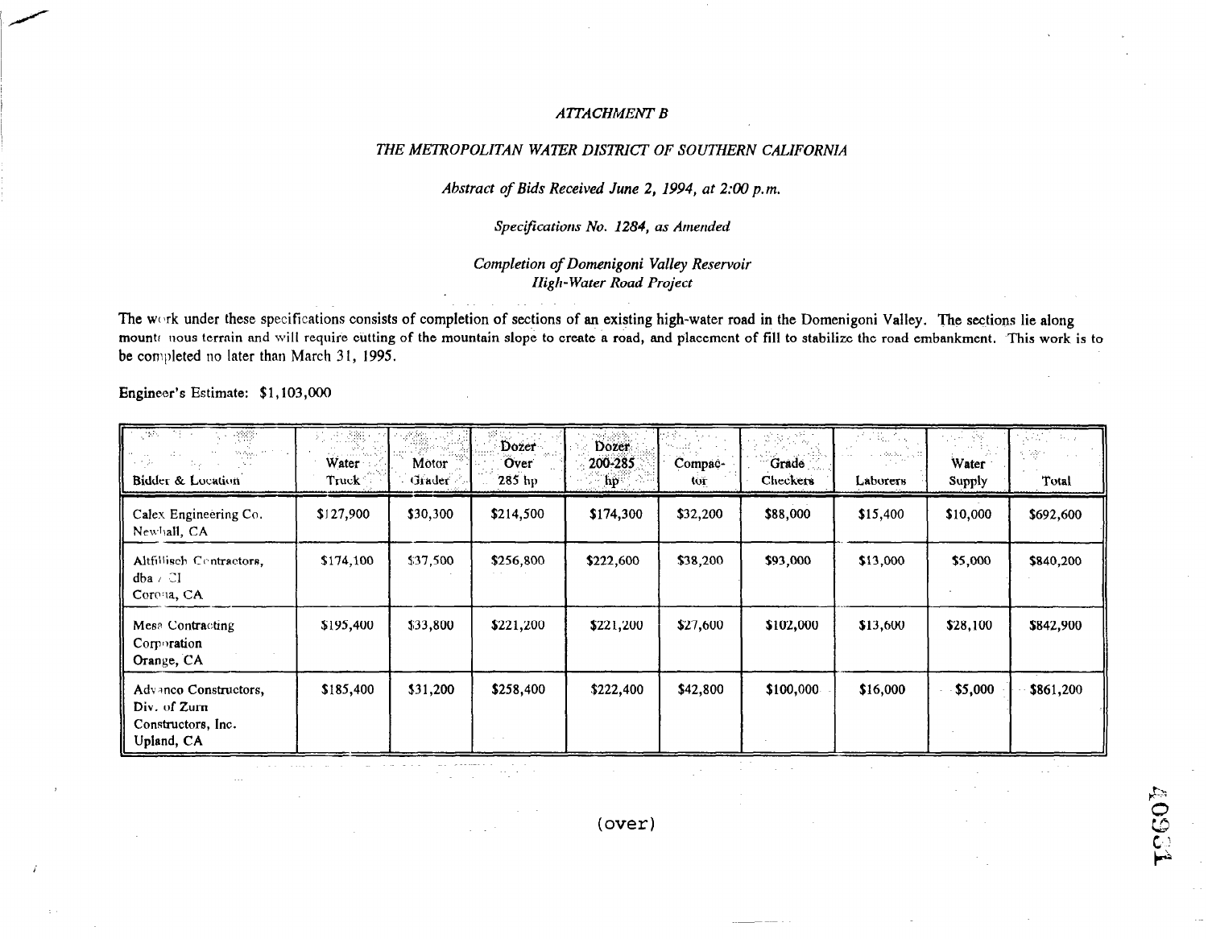*ATTACHMENT B*

*THE METROPOLITAN WATER DISTRICT OF SOUTHERN CALIFORNIA*

*Abstract of Bids Received June 2, 1994, at 2:00 p.m.*

*Specifications No. 1284, as Amended*

*Completion of Domenigoni Valley Reservoir*
*High-Water Road Project*

The work under these specifications consists of completion of sections of an existing high-water road in the Domenigoni Valley. The sections lie along mountainous terrain and will require cutting of the mountain slope to create a road, and placement of fill to stabilize the road embankment. This work is to be completed no later than March 31, 1995.

Engineer's Estimate: $1,103,000

| Bidder & Location | Water Truck | Motor Grader | Dozer Over 285 hp | Dozer 200-285 hp | Compactor | Grade Checkers | Laborers | Water Supply | Total |
|---|---|---|---|---|---|---|---|---|---|
| Calex Engineering Co. Newhall, CA | $127,900 | $30,300 | $214,500 | $174,300 | $32,200 | $88,000 | $15,400 | $10,000 | $692,600 |
| Altfillisch Contractors, dba / CI Corona, CA | $174,100 | $37,500 | $256,800 | $222,600 | $38,200 | $93,000 | $13,000 | $5,000 | $840,200 |
| Mesa Contracting Corporation Orange, CA | $195,400 | $33,800 | $221,200 | $221,200 | $27,600 | $102,000 | $13,600 | $28,100 | $842,900 |
| Advanco Constructors, Div. of Zurn Constructors, Inc. Upland, CA | $185,400 | $31,200 | $258,400 | $222,400 | $42,800 | $100,000 | $16,000 | $5,000 | $861,200 |

(over)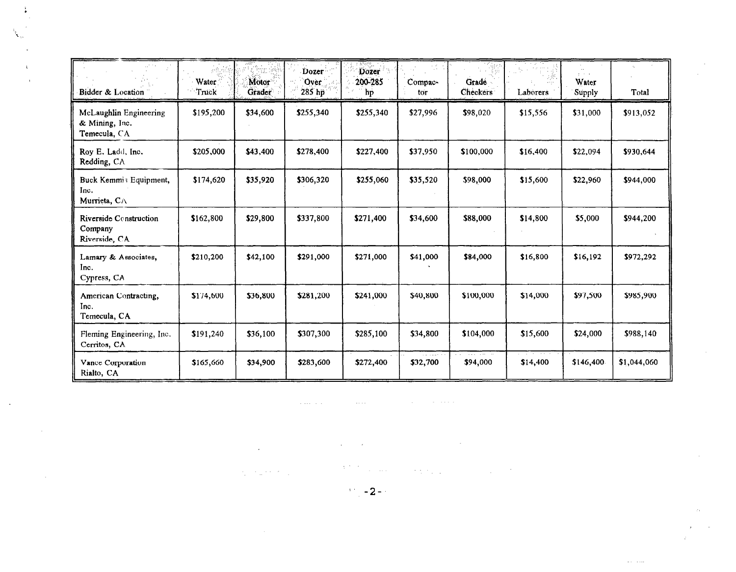| Bidder & Location | Water Truck | Motor Grader | Dozer Over 285 hp | Dozer 200-285 hp | Compactor | Grade Checkers | Laborers | Water Supply | Total |
|---|---|---|---|---|---|---|---|---|---|
| McLaughlin Engineering & Mining, Inc. Temecula, CA | $195,200 | $34,600 | $255,340 | $255,340 | $27,996 | $98,020 | $15,556 | $31,000 | $913,052 |
| Roy E. Ladd, Inc. Redding, CA | $205,000 | $43,400 | $278,400 | $227,400 | $37,950 | $100,000 | $16,400 | $22,094 | $930,644 |
| Buck Kemmis Equipment, Inc. Murrieta, CA | $174,620 | $35,920 | $306,320 | $255,060 | $35,520 | $98,000 | $15,600 | $22,960 | $944,000 |
| Riverside Construction Company Riverside, CA | $162,800 | $29,800 | $337,800 | $271,400 | $34,600 | $88,000 | $14,800 | $5,000 | $944,200 |
| Lamary & Associates, Inc. Cypress, CA | $210,200 | $42,100 | $291,000 | $271,000 | $41,000 | $84,000 | $16,800 | $16,192 | $972,292 |
| American Contracting, Inc. Temecula, CA | $174,600 | $36,800 | $281,200 | $241,000 | $40,800 | $100,000 | $14,000 | $97,500 | $985,900 |
| Fleming Engineering, Inc. Cerritos, CA | $191,240 | $36,100 | $307,300 | $285,100 | $34,800 | $104,000 | $15,600 | $24,000 | $988,140 |
| Vance Corporation Rialto, CA | $165,660 | $34,900 | $283,600 | $272,400 | $32,700 | $94,000 | $14,400 | $146,400 | $1,044,060 |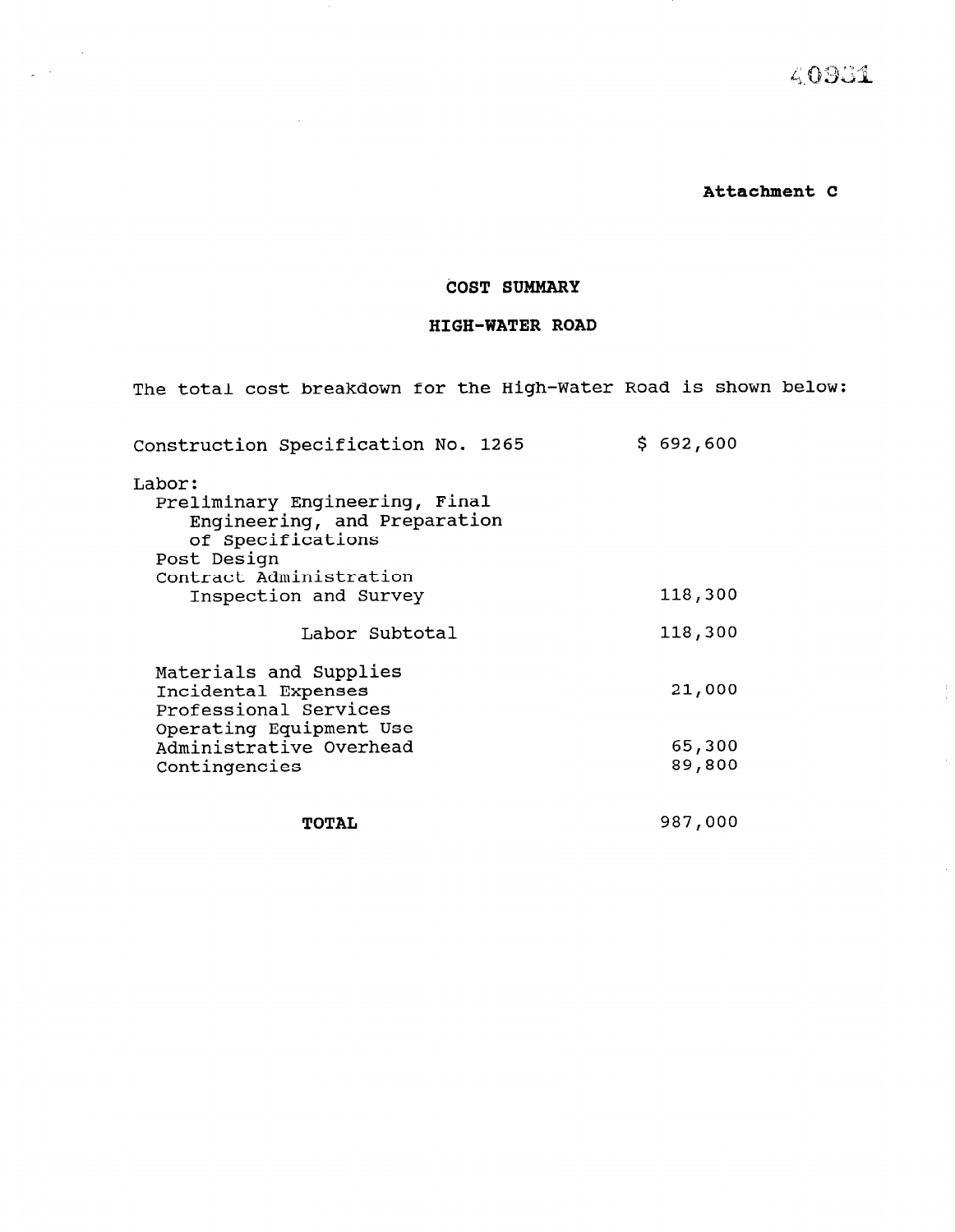40931

**Attachment C**

## COST SUMMARY

## HIGH-WATER ROAD

The total cost breakdown for the High-Water Road is shown below:

| | |
|---|---|
| Construction Specification No. 1265 | $ 692,600 |
| Labor: | |
| Preliminary Engineering, Final Engineering, and Preparation of Specifications | |
| Post Design | |
| Contract Administration Inspection and Survey | 118,300 |
| Labor Subtotal | 118,300 |
| Materials and Supplies | |
| Incidental Expenses | 21,000 |
| Professional Services | |
| Operating Equipment Use | |
| Administrative Overhead | 65,300 |
| Contingencies | 89,800 |
| **TOTAL** | 987,000 |